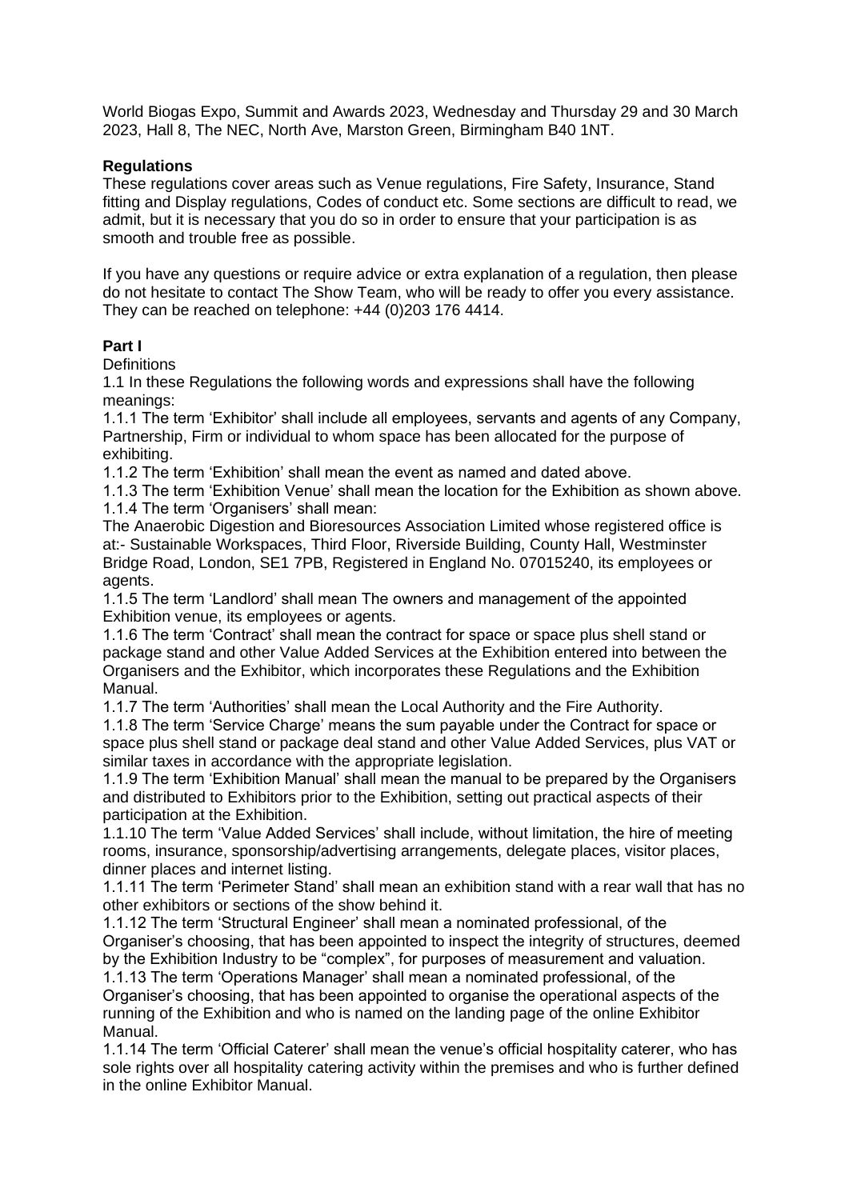World Biogas Expo, Summit and Awards 2023, Wednesday and Thursday 29 and 30 March 2023, Hall 8, The NEC, North Ave, Marston Green, Birmingham B40 1NT.

**Regulations**

These regulations cover areas such as Venue regulations, Fire Safety, Insurance, Stand fitting and Display regulations, Codes of conduct etc. Some sections are difficult to read, we admit, but it is necessary that you do so in order to ensure that your participation is as smooth and trouble free as possible.

If you have any questions or require advice or extra explanation of a regulation, then please do not hesitate to contact The Show Team, who will be ready to offer you every assistance. They can be reached on telephone: +44 (0)203 176 4414.

**Part I**

Definitions

1.1 In these Regulations the following words and expressions shall have the following meanings:

1.1.1 The term 'Exhibitor' shall include all employees, servants and agents of any Company, Partnership, Firm or individual to whom space has been allocated for the purpose of exhibiting.

1.1.2 The term 'Exhibition' shall mean the event as named and dated above.

1.1.3 The term 'Exhibition Venue' shall mean the location for the Exhibition as shown above.

1.1.4 The term 'Organisers' shall mean:

The Anaerobic Digestion and Bioresources Association Limited whose registered office is at:- Sustainable Workspaces, Third Floor, Riverside Building, County Hall, Westminster Bridge Road, London, SE1 7PB, Registered in England No. 07015240, its employees or agents.

1.1.5 The term 'Landlord' shall mean The owners and management of the appointed Exhibition venue, its employees or agents.

1.1.6 The term 'Contract' shall mean the contract for space or space plus shell stand or package stand and other Value Added Services at the Exhibition entered into between the Organisers and the Exhibitor, which incorporates these Regulations and the Exhibition Manual.

1.1.7 The term 'Authorities' shall mean the Local Authority and the Fire Authority.

1.1.8 The term 'Service Charge' means the sum payable under the Contract for space or space plus shell stand or package deal stand and other Value Added Services, plus VAT or similar taxes in accordance with the appropriate legislation.

1.1.9 The term 'Exhibition Manual' shall mean the manual to be prepared by the Organisers and distributed to Exhibitors prior to the Exhibition, setting out practical aspects of their participation at the Exhibition.

1.1.10 The term 'Value Added Services' shall include, without limitation, the hire of meeting rooms, insurance, sponsorship/advertising arrangements, delegate places, visitor places, dinner places and internet listing.

1.1.11 The term 'Perimeter Stand' shall mean an exhibition stand with a rear wall that has no other exhibitors or sections of the show behind it.

1.1.12 The term 'Structural Engineer' shall mean a nominated professional, of the Organiser's choosing, that has been appointed to inspect the integrity of structures, deemed by the Exhibition Industry to be "complex", for purposes of measurement and valuation.

1.1.13 The term 'Operations Manager' shall mean a nominated professional, of the Organiser's choosing, that has been appointed to organise the operational aspects of the running of the Exhibition and who is named on the landing page of the online Exhibitor Manual.

1.1.14 The term 'Official Caterer' shall mean the venue's official hospitality caterer, who has sole rights over all hospitality catering activity within the premises and who is further defined in the online Exhibitor Manual.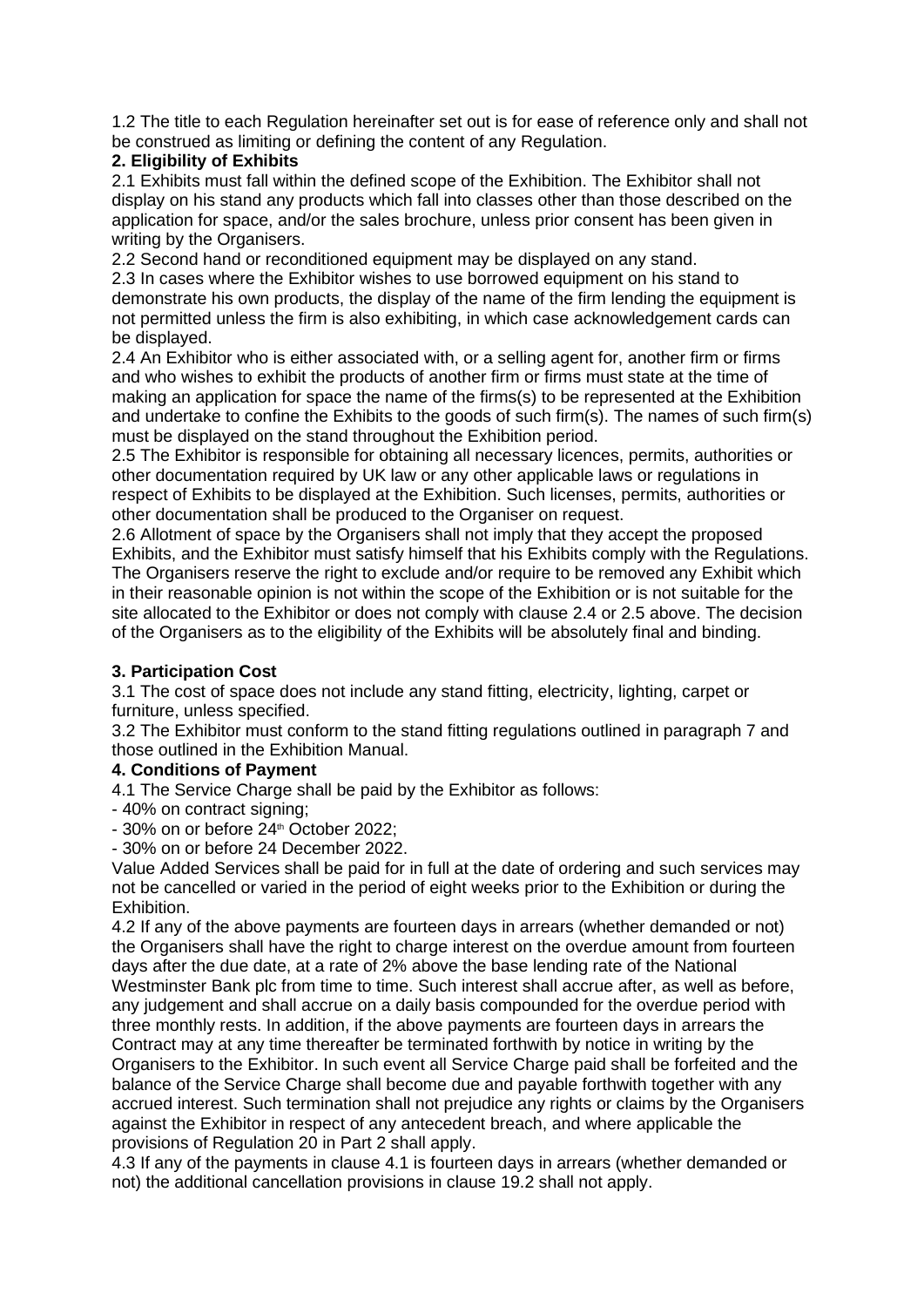1.2 The title to each Regulation hereinafter set out is for ease of reference only and shall not be construed as limiting or defining the content of any Regulation.

**2. Eligibility of Exhibits**

2.1 Exhibits must fall within the defined scope of the Exhibition. The Exhibitor shall not display on his stand any products which fall into classes other than those described on the application for space, and/or the sales brochure, unless prior consent has been given in writing by the Organisers.

2.2 Second hand or reconditioned equipment may be displayed on any stand.

2.3 In cases where the Exhibitor wishes to use borrowed equipment on his stand to demonstrate his own products, the display of the name of the firm lending the equipment is not permitted unless the firm is also exhibiting, in which case acknowledgement cards can be displayed.

2.4 An Exhibitor who is either associated with, or a selling agent for, another firm or firms and who wishes to exhibit the products of another firm or firms must state at the time of making an application for space the name of the firms(s) to be represented at the Exhibition and undertake to confine the Exhibits to the goods of such firm(s). The names of such firm(s) must be displayed on the stand throughout the Exhibition period.

2.5 The Exhibitor is responsible for obtaining all necessary licences, permits, authorities or other documentation required by UK law or any other applicable laws or regulations in respect of Exhibits to be displayed at the Exhibition. Such licenses, permits, authorities or other documentation shall be produced to the Organiser on request.

2.6 Allotment of space by the Organisers shall not imply that they accept the proposed Exhibits, and the Exhibitor must satisfy himself that his Exhibits comply with the Regulations. The Organisers reserve the right to exclude and/or require to be removed any Exhibit which in their reasonable opinion is not within the scope of the Exhibition or is not suitable for the site allocated to the Exhibitor or does not comply with clause 2.4 or 2.5 above. The decision of the Organisers as to the eligibility of the Exhibits will be absolutely final and binding.

**3. Participation Cost**

3.1 The cost of space does not include any stand fitting, electricity, lighting, carpet or furniture, unless specified.

3.2 The Exhibitor must conform to the stand fitting regulations outlined in paragraph 7 and those outlined in the Exhibition Manual.

**4. Conditions of Payment**

4.1 The Service Charge shall be paid by the Exhibitor as follows:

- 40% on contract signing;
- 30% on or before 24th October 2022;
- 30% on or before 24 December 2022.

Value Added Services shall be paid for in full at the date of ordering and such services may not be cancelled or varied in the period of eight weeks prior to the Exhibition or during the Exhibition.

4.2 If any of the above payments are fourteen days in arrears (whether demanded or not) the Organisers shall have the right to charge interest on the overdue amount from fourteen days after the due date, at a rate of 2% above the base lending rate of the National Westminster Bank plc from time to time. Such interest shall accrue after, as well as before, any judgement and shall accrue on a daily basis compounded for the overdue period with three monthly rests. In addition, if the above payments are fourteen days in arrears the Contract may at any time thereafter be terminated forthwith by notice in writing by the Organisers to the Exhibitor. In such event all Service Charge paid shall be forfeited and the balance of the Service Charge shall become due and payable forthwith together with any accrued interest. Such termination shall not prejudice any rights or claims by the Organisers against the Exhibitor in respect of any antecedent breach, and where applicable the provisions of Regulation 20 in Part 2 shall apply.

4.3 If any of the payments in clause 4.1 is fourteen days in arrears (whether demanded or not) the additional cancellation provisions in clause 19.2 shall not apply.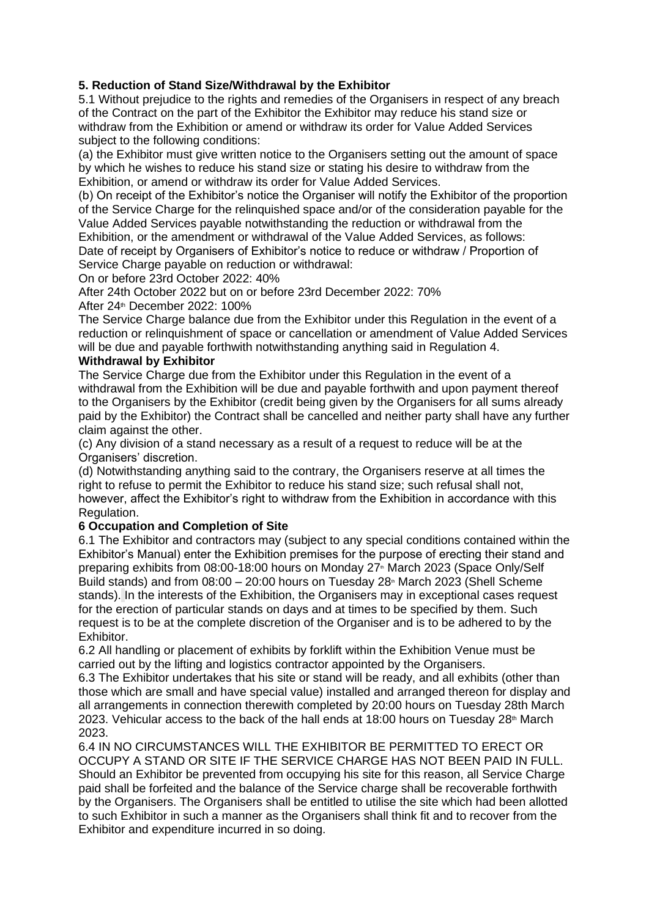### 5. Reduction of Stand Size/Withdrawal by the Exhibitor

5.1 Without prejudice to the rights and remedies of the Organisers in respect of any breach of the Contract on the part of the Exhibitor the Exhibitor may reduce his stand size or withdraw from the Exhibition or amend or withdraw its order for Value Added Services subject to the following conditions:

(a) the Exhibitor must give written notice to the Organisers setting out the amount of space by which he wishes to reduce his stand size or stating his desire to withdraw from the Exhibition, or amend or withdraw its order for Value Added Services.

(b) On receipt of the Exhibitor's notice the Organiser will notify the Exhibitor of the proportion of the Service Charge for the relinquished space and/or of the consideration payable for the Value Added Services payable notwithstanding the reduction or withdrawal from the Exhibition, or the amendment or withdrawal of the Value Added Services, as follows:

Date of receipt by Organisers of Exhibitor's notice to reduce or withdraw / Proportion of Service Charge payable on reduction or withdrawal:

On or before 23rd October 2022: 40%

After 24th October 2022 but on or before 23rd December 2022: 70%

After 24th December 2022: 100%

The Service Charge balance due from the Exhibitor under this Regulation in the event of a reduction or relinquishment of space or cancellation or amendment of Value Added Services will be due and payable forthwith notwithstanding anything said in Regulation 4.

**Withdrawal by Exhibitor**

The Service Charge due from the Exhibitor under this Regulation in the event of a withdrawal from the Exhibition will be due and payable forthwith and upon payment thereof to the Organisers by the Exhibitor (credit being given by the Organisers for all sums already paid by the Exhibitor) the Contract shall be cancelled and neither party shall have any further claim against the other.

(c) Any division of a stand necessary as a result of a request to reduce will be at the Organisers' discretion.

(d) Notwithstanding anything said to the contrary, the Organisers reserve at all times the right to refuse to permit the Exhibitor to reduce his stand size; such refusal shall not, however, affect the Exhibitor's right to withdraw from the Exhibition in accordance with this Regulation.

### 6 Occupation and Completion of Site

6.1 The Exhibitor and contractors may (subject to any special conditions contained within the Exhibitor's Manual) enter the Exhibition premises for the purpose of erecting their stand and preparing exhibits from 08:00-18:00 hours on Monday 27th March 2023 (Space Only/Self Build stands) and from 08:00 – 20:00 hours on Tuesday 28th March 2023 (Shell Scheme stands). In the interests of the Exhibition, the Organisers may in exceptional cases request for the erection of particular stands on days and at times to be specified by them. Such request is to be at the complete discretion of the Organiser and is to be adhered to by the Exhibitor.

6.2 All handling or placement of exhibits by forklift within the Exhibition Venue must be carried out by the lifting and logistics contractor appointed by the Organisers.

6.3 The Exhibitor undertakes that his site or stand will be ready, and all exhibits (other than those which are small and have special value) installed and arranged thereon for display and all arrangements in connection therewith completed by 20:00 hours on Tuesday 28th March 2023. Vehicular access to the back of the hall ends at 18:00 hours on Tuesday 28th March 2023.

6.4 IN NO CIRCUMSTANCES WILL THE EXHIBITOR BE PERMITTED TO ERECT OR OCCUPY A STAND OR SITE IF THE SERVICE CHARGE HAS NOT BEEN PAID IN FULL. Should an Exhibitor be prevented from occupying his site for this reason, all Service Charge paid shall be forfeited and the balance of the Service charge shall be recoverable forthwith by the Organisers. The Organisers shall be entitled to utilise the site which had been allotted to such Exhibitor in such a manner as the Organisers shall think fit and to recover from the Exhibitor and expenditure incurred in so doing.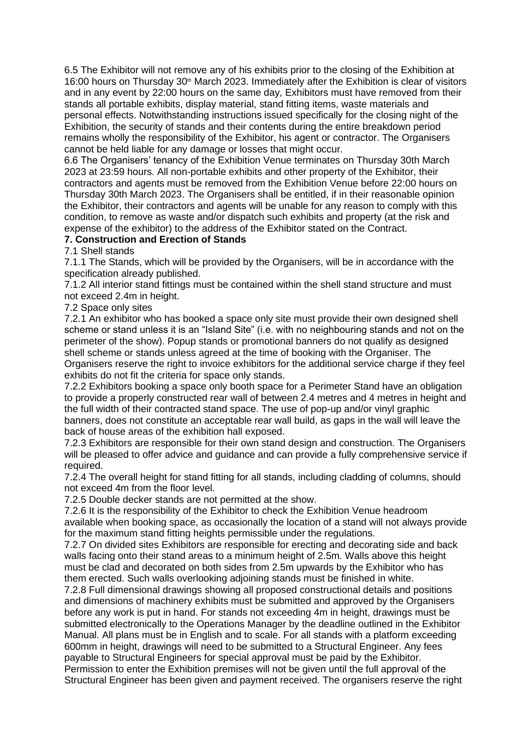6.5 The Exhibitor will not remove any of his exhibits prior to the closing of the Exhibition at 16:00 hours on Thursday 30th March 2023. Immediately after the Exhibition is clear of visitors and in any event by 22:00 hours on the same day, Exhibitors must have removed from their stands all portable exhibits, display material, stand fitting items, waste materials and personal effects. Notwithstanding instructions issued specifically for the closing night of the Exhibition, the security of stands and their contents during the entire breakdown period remains wholly the responsibility of the Exhibitor, his agent or contractor. The Organisers cannot be held liable for any damage or losses that might occur.

6.6 The Organisers' tenancy of the Exhibition Venue terminates on Thursday 30th March 2023 at 23:59 hours. All non-portable exhibits and other property of the Exhibitor, their contractors and agents must be removed from the Exhibition Venue before 22:00 hours on Thursday 30th March 2023. The Organisers shall be entitled, if in their reasonable opinion the Exhibitor, their contractors and agents will be unable for any reason to comply with this condition, to remove as waste and/or dispatch such exhibits and property (at the risk and expense of the exhibitor) to the address of the Exhibitor stated on the Contract.

**7. Construction and Erection of Stands**

7.1 Shell stands

7.1.1 The Stands, which will be provided by the Organisers, will be in accordance with the specification already published.

7.1.2 All interior stand fittings must be contained within the shell stand structure and must not exceed 2.4m in height.

7.2 Space only sites

7.2.1 An exhibitor who has booked a space only site must provide their own designed shell scheme or stand unless it is an "Island Site" (i.e. with no neighbouring stands and not on the perimeter of the show). Popup stands or promotional banners do not qualify as designed shell scheme or stands unless agreed at the time of booking with the Organiser. The Organisers reserve the right to invoice exhibitors for the additional service charge if they feel exhibits do not fit the criteria for space only stands.

7.2.2 Exhibitors booking a space only booth space for a Perimeter Stand have an obligation to provide a properly constructed rear wall of between 2.4 metres and 4 metres in height and the full width of their contracted stand space. The use of pop-up and/or vinyl graphic banners, does not constitute an acceptable rear wall build, as gaps in the wall will leave the back of house areas of the exhibition hall exposed.

7.2.3 Exhibitors are responsible for their own stand design and construction. The Organisers will be pleased to offer advice and guidance and can provide a fully comprehensive service if required.

7.2.4 The overall height for stand fitting for all stands, including cladding of columns, should not exceed 4m from the floor level.

7.2.5 Double decker stands are not permitted at the show.

7.2.6 It is the responsibility of the Exhibitor to check the Exhibition Venue headroom available when booking space, as occasionally the location of a stand will not always provide for the maximum stand fitting heights permissible under the regulations.

7.2.7 On divided sites Exhibitors are responsible for erecting and decorating side and back walls facing onto their stand areas to a minimum height of 2.5m. Walls above this height must be clad and decorated on both sides from 2.5m upwards by the Exhibitor who has them erected. Such walls overlooking adjoining stands must be finished in white.

7.2.8 Full dimensional drawings showing all proposed constructional details and positions and dimensions of machinery exhibits must be submitted and approved by the Organisers before any work is put in hand. For stands not exceeding 4m in height, drawings must be submitted electronically to the Operations Manager by the deadline outlined in the Exhibitor Manual. All plans must be in English and to scale. For all stands with a platform exceeding 600mm in height, drawings will need to be submitted to a Structural Engineer. Any fees payable to Structural Engineers for special approval must be paid by the Exhibitor. Permission to enter the Exhibition premises will not be given until the full approval of the Structural Engineer has been given and payment received. The organisers reserve the right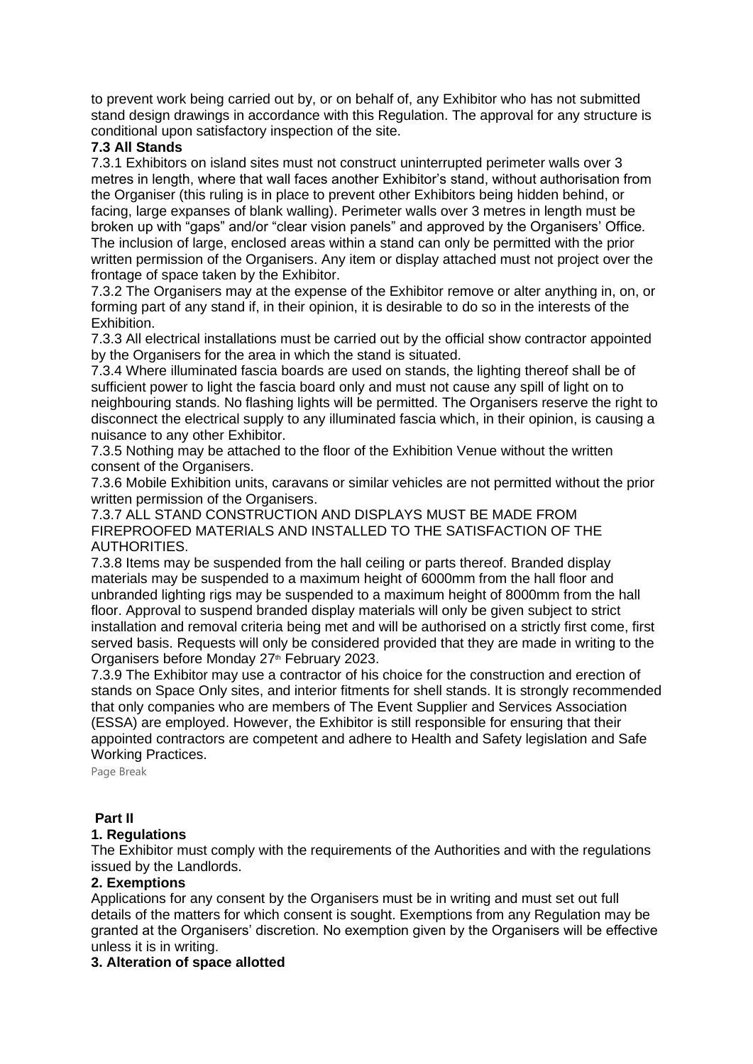to prevent work being carried out by, or on behalf of, any Exhibitor who has not submitted stand design drawings in accordance with this Regulation. The approval for any structure is conditional upon satisfactory inspection of the site.

**7.3 All Stands**

7.3.1 Exhibitors on island sites must not construct uninterrupted perimeter walls over 3 metres in length, where that wall faces another Exhibitor's stand, without authorisation from the Organiser (this ruling is in place to prevent other Exhibitors being hidden behind, or facing, large expanses of blank walling). Perimeter walls over 3 metres in length must be broken up with "gaps" and/or "clear vision panels" and approved by the Organisers' Office. The inclusion of large, enclosed areas within a stand can only be permitted with the prior written permission of the Organisers. Any item or display attached must not project over the frontage of space taken by the Exhibitor.

7.3.2 The Organisers may at the expense of the Exhibitor remove or alter anything in, on, or forming part of any stand if, in their opinion, it is desirable to do so in the interests of the Exhibition.

7.3.3 All electrical installations must be carried out by the official show contractor appointed by the Organisers for the area in which the stand is situated.

7.3.4 Where illuminated fascia boards are used on stands, the lighting thereof shall be of sufficient power to light the fascia board only and must not cause any spill of light on to neighbouring stands. No flashing lights will be permitted. The Organisers reserve the right to disconnect the electrical supply to any illuminated fascia which, in their opinion, is causing a nuisance to any other Exhibitor.

7.3.5 Nothing may be attached to the floor of the Exhibition Venue without the written consent of the Organisers.

7.3.6 Mobile Exhibition units, caravans or similar vehicles are not permitted without the prior written permission of the Organisers.

7.3.7 ALL STAND CONSTRUCTION AND DISPLAYS MUST BE MADE FROM FIREPROOFED MATERIALS AND INSTALLED TO THE SATISFACTION OF THE AUTHORITIES.

7.3.8 Items may be suspended from the hall ceiling or parts thereof. Branded display materials may be suspended to a maximum height of 6000mm from the hall floor and unbranded lighting rigs may be suspended to a maximum height of 8000mm from the hall floor. Approval to suspend branded display materials will only be given subject to strict installation and removal criteria being met and will be authorised on a strictly first come, first served basis. Requests will only be considered provided that they are made in writing to the Organisers before Monday 27th February 2023.

7.3.9 The Exhibitor may use a contractor of his choice for the construction and erection of stands on Space Only sites, and interior fitments for shell stands. It is strongly recommended that only companies who are members of The Event Supplier and Services Association (ESSA) are employed. However, the Exhibitor is still responsible for ensuring that their appointed contractors are competent and adhere to Health and Safety legislation and Safe Working Practices.

## Part II

**1. Regulations**

The Exhibitor must comply with the requirements of the Authorities and with the regulations issued by the Landlords.

**2. Exemptions**

Applications for any consent by the Organisers must be in writing and must set out full details of the matters for which consent is sought. Exemptions from any Regulation may be granted at the Organisers' discretion. No exemption given by the Organisers will be effective unless it is in writing.

**3. Alteration of space allotted**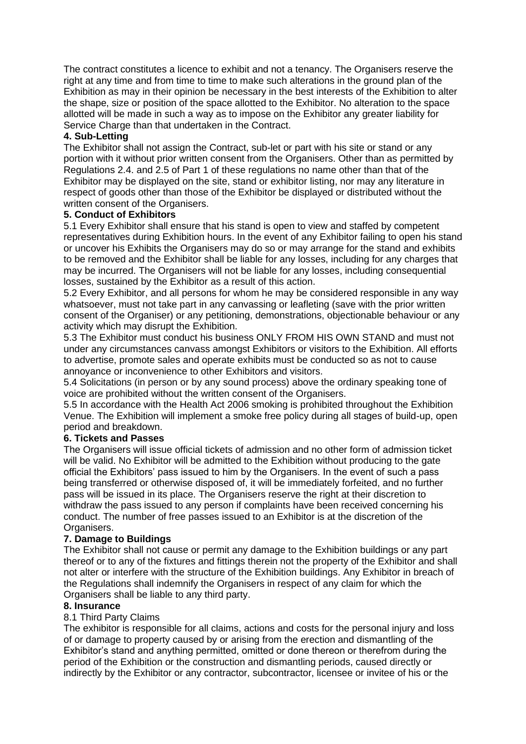The contract constitutes a licence to exhibit and not a tenancy. The Organisers reserve the right at any time and from time to time to make such alterations in the ground plan of the Exhibition as may in their opinion be necessary in the best interests of the Exhibition to alter the shape, size or position of the space allotted to the Exhibitor. No alteration to the space allotted will be made in such a way as to impose on the Exhibitor any greater liability for Service Charge than that undertaken in the Contract.

**4. Sub-Letting**

The Exhibitor shall not assign the Contract, sub-let or part with his site or stand or any portion with it without prior written consent from the Organisers. Other than as permitted by Regulations 2.4. and 2.5 of Part 1 of these regulations no name other than that of the Exhibitor may be displayed on the site, stand or exhibitor listing, nor may any literature in respect of goods other than those of the Exhibitor be displayed or distributed without the written consent of the Organisers.

**5. Conduct of Exhibitors**

5.1 Every Exhibitor shall ensure that his stand is open to view and staffed by competent representatives during Exhibition hours. In the event of any Exhibitor failing to open his stand or uncover his Exhibits the Organisers may do so or may arrange for the stand and exhibits to be removed and the Exhibitor shall be liable for any losses, including for any charges that may be incurred. The Organisers will not be liable for any losses, including consequential losses, sustained by the Exhibitor as a result of this action.

5.2 Every Exhibitor, and all persons for whom he may be considered responsible in any way whatsoever, must not take part in any canvassing or leafleting (save with the prior written consent of the Organiser) or any petitioning, demonstrations, objectionable behaviour or any activity which may disrupt the Exhibition.

5.3 The Exhibitor must conduct his business ONLY FROM HIS OWN STAND and must not under any circumstances canvass amongst Exhibitors or visitors to the Exhibition. All efforts to advertise, promote sales and operate exhibits must be conducted so as not to cause annoyance or inconvenience to other Exhibitors and visitors.

5.4 Solicitations (in person or by any sound process) above the ordinary speaking tone of voice are prohibited without the written consent of the Organisers.

5.5 In accordance with the Health Act 2006 smoking is prohibited throughout the Exhibition Venue. The Exhibition will implement a smoke free policy during all stages of build-up, open period and breakdown.

**6. Tickets and Passes**

The Organisers will issue official tickets of admission and no other form of admission ticket will be valid. No Exhibitor will be admitted to the Exhibition without producing to the gate official the Exhibitors' pass issued to him by the Organisers. In the event of such a pass being transferred or otherwise disposed of, it will be immediately forfeited, and no further pass will be issued in its place. The Organisers reserve the right at their discretion to withdraw the pass issued to any person if complaints have been received concerning his conduct. The number of free passes issued to an Exhibitor is at the discretion of the Organisers.

**7. Damage to Buildings**

The Exhibitor shall not cause or permit any damage to the Exhibition buildings or any part thereof or to any of the fixtures and fittings therein not the property of the Exhibitor and shall not alter or interfere with the structure of the Exhibition buildings. Any Exhibitor in breach of the Regulations shall indemnify the Organisers in respect of any claim for which the Organisers shall be liable to any third party.

**8. Insurance**

8.1 Third Party Claims

The exhibitor is responsible for all claims, actions and costs for the personal injury and loss of or damage to property caused by or arising from the erection and dismantling of the Exhibitor's stand and anything permitted, omitted or done thereon or therefrom during the period of the Exhibition or the construction and dismantling periods, caused directly or indirectly by the Exhibitor or any contractor, subcontractor, licensee or invitee of his or the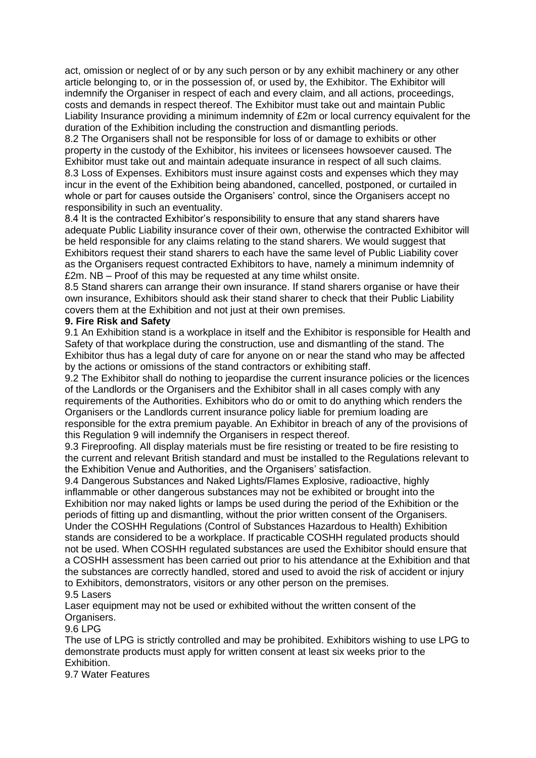act, omission or neglect of or by any such person or by any exhibit machinery or any other article belonging to, or in the possession of, or used by, the Exhibitor. The Exhibitor will indemnify the Organiser in respect of each and every claim, and all actions, proceedings, costs and demands in respect thereof. The Exhibitor must take out and maintain Public Liability Insurance providing a minimum indemnity of £2m or local currency equivalent for the duration of the Exhibition including the construction and dismantling periods.

8.2 The Organisers shall not be responsible for loss of or damage to exhibits or other property in the custody of the Exhibitor, his invitees or licensees howsoever caused. The Exhibitor must take out and maintain adequate insurance in respect of all such claims.

8.3 Loss of Expenses. Exhibitors must insure against costs and expenses which they may incur in the event of the Exhibition being abandoned, cancelled, postponed, or curtailed in whole or part for causes outside the Organisers' control, since the Organisers accept no responsibility in such an eventuality.

8.4 It is the contracted Exhibitor's responsibility to ensure that any stand sharers have adequate Public Liability insurance cover of their own, otherwise the contracted Exhibitor will be held responsible for any claims relating to the stand sharers. We would suggest that Exhibitors request their stand sharers to each have the same level of Public Liability cover as the Organisers request contracted Exhibitors to have, namely a minimum indemnity of £2m. NB – Proof of this may be requested at any time whilst onsite.

8.5 Stand sharers can arrange their own insurance. If stand sharers organise or have their own insurance, Exhibitors should ask their stand sharer to check that their Public Liability covers them at the Exhibition and not just at their own premises.

**9. Fire Risk and Safety**

9.1 An Exhibition stand is a workplace in itself and the Exhibitor is responsible for Health and Safety of that workplace during the construction, use and dismantling of the stand. The Exhibitor thus has a legal duty of care for anyone on or near the stand who may be affected by the actions or omissions of the stand contractors or exhibiting staff.

9.2 The Exhibitor shall do nothing to jeopardise the current insurance policies or the licences of the Landlords or the Organisers and the Exhibitor shall in all cases comply with any requirements of the Authorities. Exhibitors who do or omit to do anything which renders the Organisers or the Landlords current insurance policy liable for premium loading are responsible for the extra premium payable. An Exhibitor in breach of any of the provisions of this Regulation 9 will indemnify the Organisers in respect thereof.

9.3 Fireproofing. All display materials must be fire resisting or treated to be fire resisting to the current and relevant British standard and must be installed to the Regulations relevant to the Exhibition Venue and Authorities, and the Organisers' satisfaction.

9.4 Dangerous Substances and Naked Lights/Flames Explosive, radioactive, highly inflammable or other dangerous substances may not be exhibited or brought into the Exhibition nor may naked lights or lamps be used during the period of the Exhibition or the periods of fitting up and dismantling, without the prior written consent of the Organisers. Under the COSHH Regulations (Control of Substances Hazardous to Health) Exhibition stands are considered to be a workplace. If practicable COSHH regulated products should not be used. When COSHH regulated substances are used the Exhibitor should ensure that a COSHH assessment has been carried out prior to his attendance at the Exhibition and that the substances are correctly handled, stored and used to avoid the risk of accident or injury to Exhibitors, demonstrators, visitors or any other person on the premises.

9.5 Lasers

Laser equipment may not be used or exhibited without the written consent of the Organisers.

9.6 LPG

The use of LPG is strictly controlled and may be prohibited. Exhibitors wishing to use LPG to demonstrate products must apply for written consent at least six weeks prior to the Exhibition.

9.7 Water Features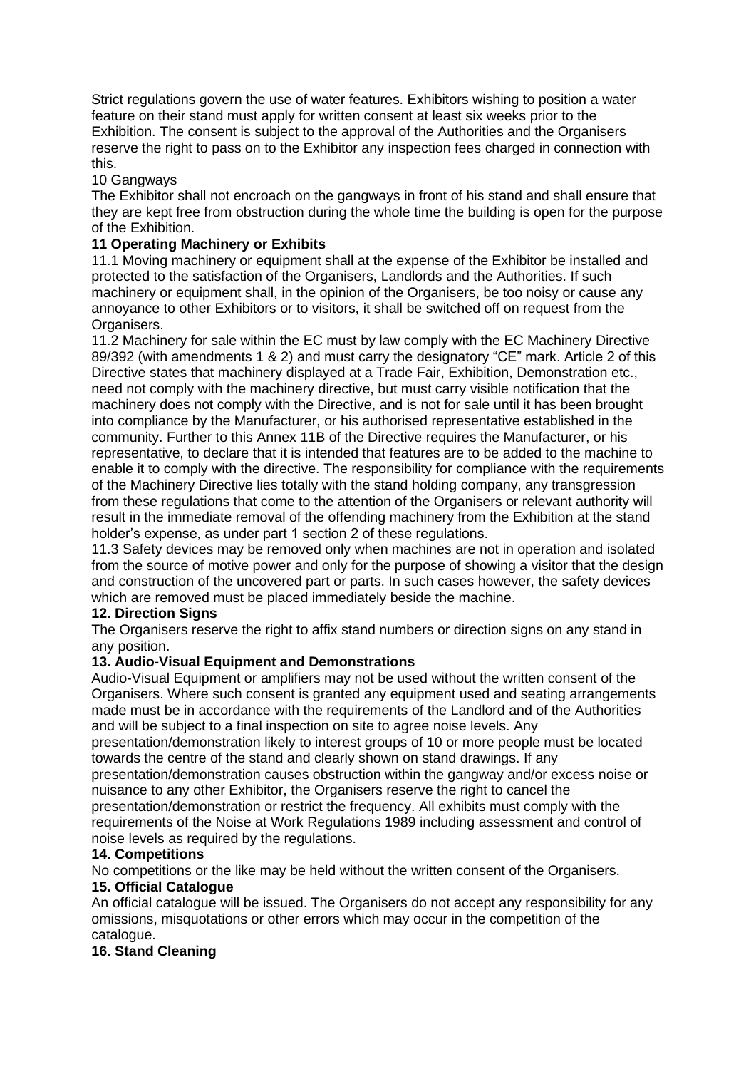Strict regulations govern the use of water features. Exhibitors wishing to position a water feature on their stand must apply for written consent at least six weeks prior to the Exhibition. The consent is subject to the approval of the Authorities and the Organisers reserve the right to pass on to the Exhibitor any inspection fees charged in connection with this.

10 Gangways

The Exhibitor shall not encroach on the gangways in front of his stand and shall ensure that they are kept free from obstruction during the whole time the building is open for the purpose of the Exhibition.

**11 Operating Machinery or Exhibits**

11.1 Moving machinery or equipment shall at the expense of the Exhibitor be installed and protected to the satisfaction of the Organisers, Landlords and the Authorities. If such machinery or equipment shall, in the opinion of the Organisers, be too noisy or cause any annoyance to other Exhibitors or to visitors, it shall be switched off on request from the Organisers.

11.2 Machinery for sale within the EC must by law comply with the EC Machinery Directive 89/392 (with amendments 1 & 2) and must carry the designatory "CE" mark. Article 2 of this Directive states that machinery displayed at a Trade Fair, Exhibition, Demonstration etc., need not comply with the machinery directive, but must carry visible notification that the machinery does not comply with the Directive, and is not for sale until it has been brought into compliance by the Manufacturer, or his authorised representative established in the community. Further to this Annex 11B of the Directive requires the Manufacturer, or his representative, to declare that it is intended that features are to be added to the machine to enable it to comply with the directive. The responsibility for compliance with the requirements of the Machinery Directive lies totally with the stand holding company, any transgression from these regulations that come to the attention of the Organisers or relevant authority will result in the immediate removal of the offending machinery from the Exhibition at the stand holder's expense, as under part 1 section 2 of these regulations.

11.3 Safety devices may be removed only when machines are not in operation and isolated from the source of motive power and only for the purpose of showing a visitor that the design and construction of the uncovered part or parts. In such cases however, the safety devices which are removed must be placed immediately beside the machine.

**12. Direction Signs**

The Organisers reserve the right to affix stand numbers or direction signs on any stand in any position.

**13. Audio-Visual Equipment and Demonstrations**

Audio-Visual Equipment or amplifiers may not be used without the written consent of the Organisers. Where such consent is granted any equipment used and seating arrangements made must be in accordance with the requirements of the Landlord and of the Authorities and will be subject to a final inspection on site to agree noise levels. Any presentation/demonstration likely to interest groups of 10 or more people must be located towards the centre of the stand and clearly shown on stand drawings. If any presentation/demonstration causes obstruction within the gangway and/or excess noise or nuisance to any other Exhibitor, the Organisers reserve the right to cancel the presentation/demonstration or restrict the frequency. All exhibits must comply with the requirements of the Noise at Work Regulations 1989 including assessment and control of noise levels as required by the regulations.

**14. Competitions**

No competitions or the like may be held without the written consent of the Organisers.

**15. Official Catalogue**

An official catalogue will be issued. The Organisers do not accept any responsibility for any omissions, misquotations or other errors which may occur in the competition of the catalogue.

**16. Stand Cleaning**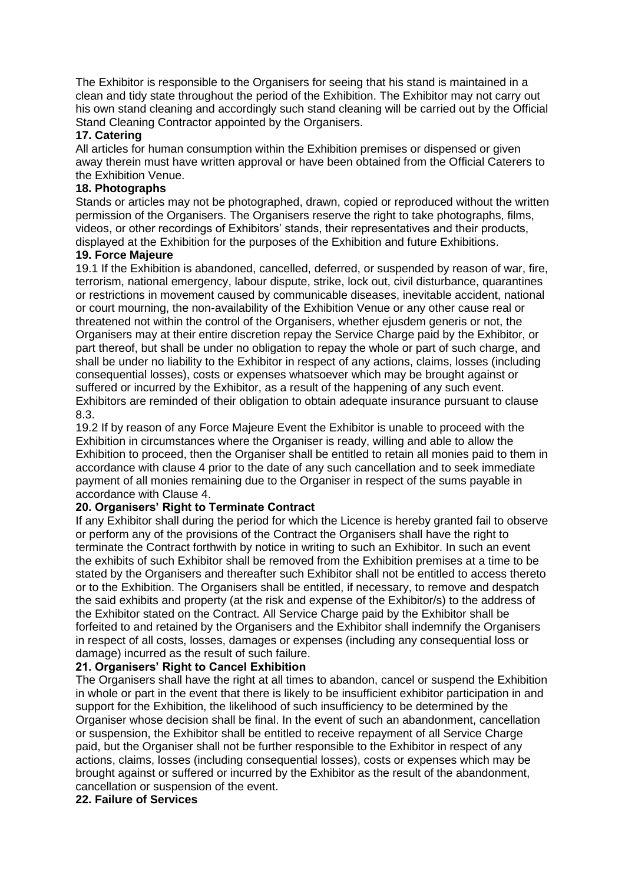The Exhibitor is responsible to the Organisers for seeing that his stand is maintained in a clean and tidy state throughout the period of the Exhibition. The Exhibitor may not carry out his own stand cleaning and accordingly such stand cleaning will be carried out by the Official Stand Cleaning Contractor appointed by the Organisers.

**17. Catering**

All articles for human consumption within the Exhibition premises or dispensed or given away therein must have written approval or have been obtained from the Official Caterers to the Exhibition Venue.

**18. Photographs**

Stands or articles may not be photographed, drawn, copied or reproduced without the written permission of the Organisers. The Organisers reserve the right to take photographs, films, videos, or other recordings of Exhibitors' stands, their representatives and their products, displayed at the Exhibition for the purposes of the Exhibition and future Exhibitions.

**19. Force Majeure**

19.1 If the Exhibition is abandoned, cancelled, deferred, or suspended by reason of war, fire, terrorism, national emergency, labour dispute, strike, lock out, civil disturbance, quarantines or restrictions in movement caused by communicable diseases, inevitable accident, national or court mourning, the non-availability of the Exhibition Venue or any other cause real or threatened not within the control of the Organisers, whether ejusdem generis or not, the Organisers may at their entire discretion repay the Service Charge paid by the Exhibitor, or part thereof, but shall be under no obligation to repay the whole or part of such charge, and shall be under no liability to the Exhibitor in respect of any actions, claims, losses (including consequential losses), costs or expenses whatsoever which may be brought against or suffered or incurred by the Exhibitor, as a result of the happening of any such event. Exhibitors are reminded of their obligation to obtain adequate insurance pursuant to clause 8.3.

19.2 If by reason of any Force Majeure Event the Exhibitor is unable to proceed with the Exhibition in circumstances where the Organiser is ready, willing and able to allow the Exhibition to proceed, then the Organiser shall be entitled to retain all monies paid to them in accordance with clause 4 prior to the date of any such cancellation and to seek immediate payment of all monies remaining due to the Organiser in respect of the sums payable in accordance with Clause 4.

**20. Organisers' Right to Terminate Contract**

If any Exhibitor shall during the period for which the Licence is hereby granted fail to observe or perform any of the provisions of the Contract the Organisers shall have the right to terminate the Contract forthwith by notice in writing to such an Exhibitor. In such an event the exhibits of such Exhibitor shall be removed from the Exhibition premises at a time to be stated by the Organisers and thereafter such Exhibitor shall not be entitled to access thereto or to the Exhibition. The Organisers shall be entitled, if necessary, to remove and despatch the said exhibits and property (at the risk and expense of the Exhibitor/s) to the address of the Exhibitor stated on the Contract. All Service Charge paid by the Exhibitor shall be forfeited to and retained by the Organisers and the Exhibitor shall indemnify the Organisers in respect of all costs, losses, damages or expenses (including any consequential loss or damage) incurred as the result of such failure.

**21. Organisers' Right to Cancel Exhibition**

The Organisers shall have the right at all times to abandon, cancel or suspend the Exhibition in whole or part in the event that there is likely to be insufficient exhibitor participation in and support for the Exhibition, the likelihood of such insufficiency to be determined by the Organiser whose decision shall be final. In the event of such an abandonment, cancellation or suspension, the Exhibitor shall be entitled to receive repayment of all Service Charge paid, but the Organiser shall not be further responsible to the Exhibitor in respect of any actions, claims, losses (including consequential losses), costs or expenses which may be brought against or suffered or incurred by the Exhibitor as the result of the abandonment, cancellation or suspension of the event.

**22. Failure of Services**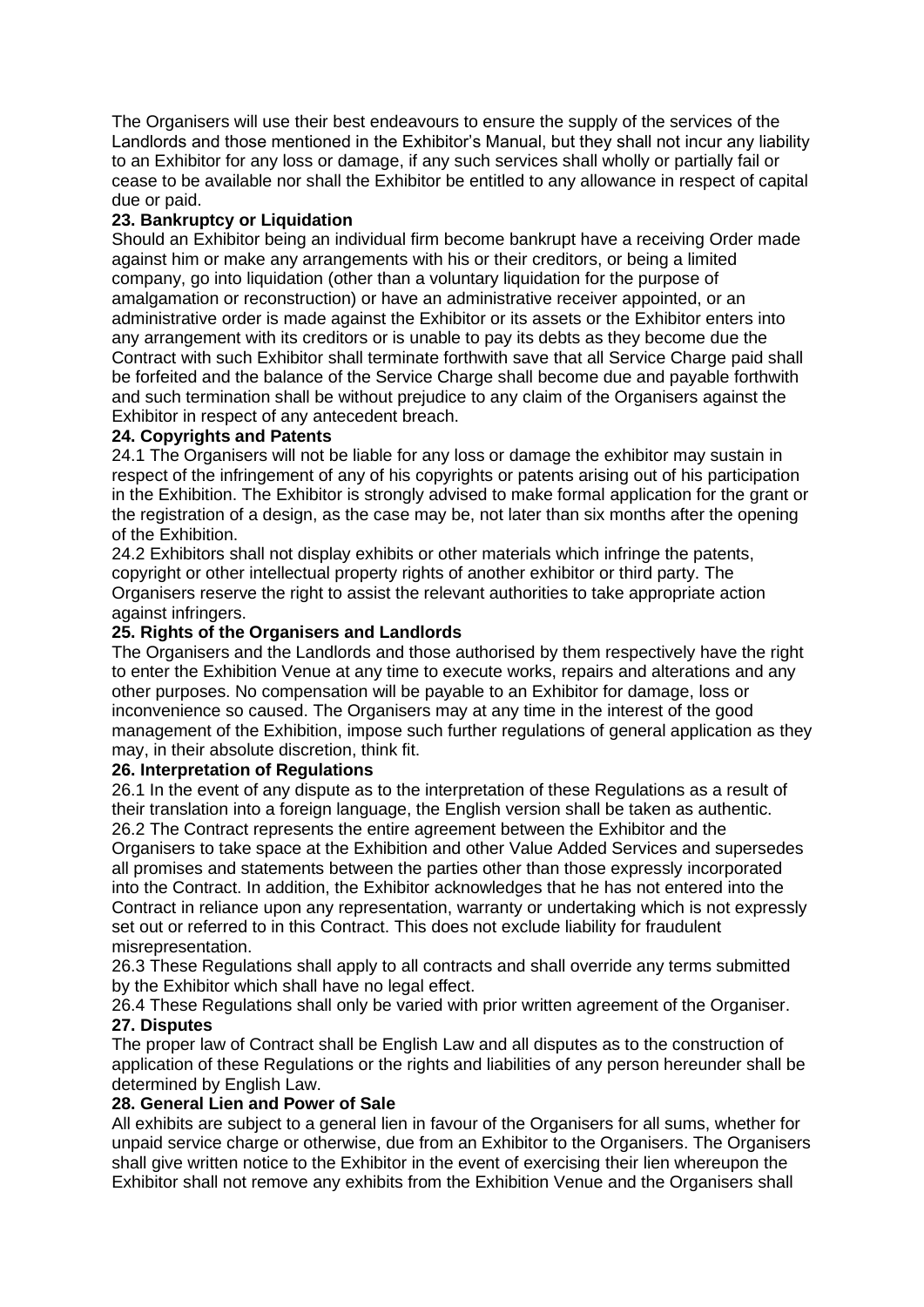The Organisers will use their best endeavours to ensure the supply of the services of the Landlords and those mentioned in the Exhibitor's Manual, but they shall not incur any liability to an Exhibitor for any loss or damage, if any such services shall wholly or partially fail or cease to be available nor shall the Exhibitor be entitled to any allowance in respect of capital due or paid.

**23. Bankruptcy or Liquidation**

Should an Exhibitor being an individual firm become bankrupt have a receiving Order made against him or make any arrangements with his or their creditors, or being a limited company, go into liquidation (other than a voluntary liquidation for the purpose of amalgamation or reconstruction) or have an administrative receiver appointed, or an administrative order is made against the Exhibitor or its assets or the Exhibitor enters into any arrangement with its creditors or is unable to pay its debts as they become due the Contract with such Exhibitor shall terminate forthwith save that all Service Charge paid shall be forfeited and the balance of the Service Charge shall become due and payable forthwith and such termination shall be without prejudice to any claim of the Organisers against the Exhibitor in respect of any antecedent breach.

**24. Copyrights and Patents**

24.1 The Organisers will not be liable for any loss or damage the exhibitor may sustain in respect of the infringement of any of his copyrights or patents arising out of his participation in the Exhibition. The Exhibitor is strongly advised to make formal application for the grant or the registration of a design, as the case may be, not later than six months after the opening of the Exhibition.

24.2 Exhibitors shall not display exhibits or other materials which infringe the patents, copyright or other intellectual property rights of another exhibitor or third party. The Organisers reserve the right to assist the relevant authorities to take appropriate action against infringers.

**25. Rights of the Organisers and Landlords**

The Organisers and the Landlords and those authorised by them respectively have the right to enter the Exhibition Venue at any time to execute works, repairs and alterations and any other purposes. No compensation will be payable to an Exhibitor for damage, loss or inconvenience so caused. The Organisers may at any time in the interest of the good management of the Exhibition, impose such further regulations of general application as they may, in their absolute discretion, think fit.

**26. Interpretation of Regulations**

26.1 In the event of any dispute as to the interpretation of these Regulations as a result of their translation into a foreign language, the English version shall be taken as authentic.

26.2 The Contract represents the entire agreement between the Exhibitor and the Organisers to take space at the Exhibition and other Value Added Services and supersedes all promises and statements between the parties other than those expressly incorporated into the Contract. In addition, the Exhibitor acknowledges that he has not entered into the Contract in reliance upon any representation, warranty or undertaking which is not expressly set out or referred to in this Contract. This does not exclude liability for fraudulent misrepresentation.

26.3 These Regulations shall apply to all contracts and shall override any terms submitted by the Exhibitor which shall have no legal effect.

26.4 These Regulations shall only be varied with prior written agreement of the Organiser.

**27. Disputes**

The proper law of Contract shall be English Law and all disputes as to the construction of application of these Regulations or the rights and liabilities of any person hereunder shall be determined by English Law.

**28. General Lien and Power of Sale**

All exhibits are subject to a general lien in favour of the Organisers for all sums, whether for unpaid service charge or otherwise, due from an Exhibitor to the Organisers. The Organisers shall give written notice to the Exhibitor in the event of exercising their lien whereupon the Exhibitor shall not remove any exhibits from the Exhibition Venue and the Organisers shall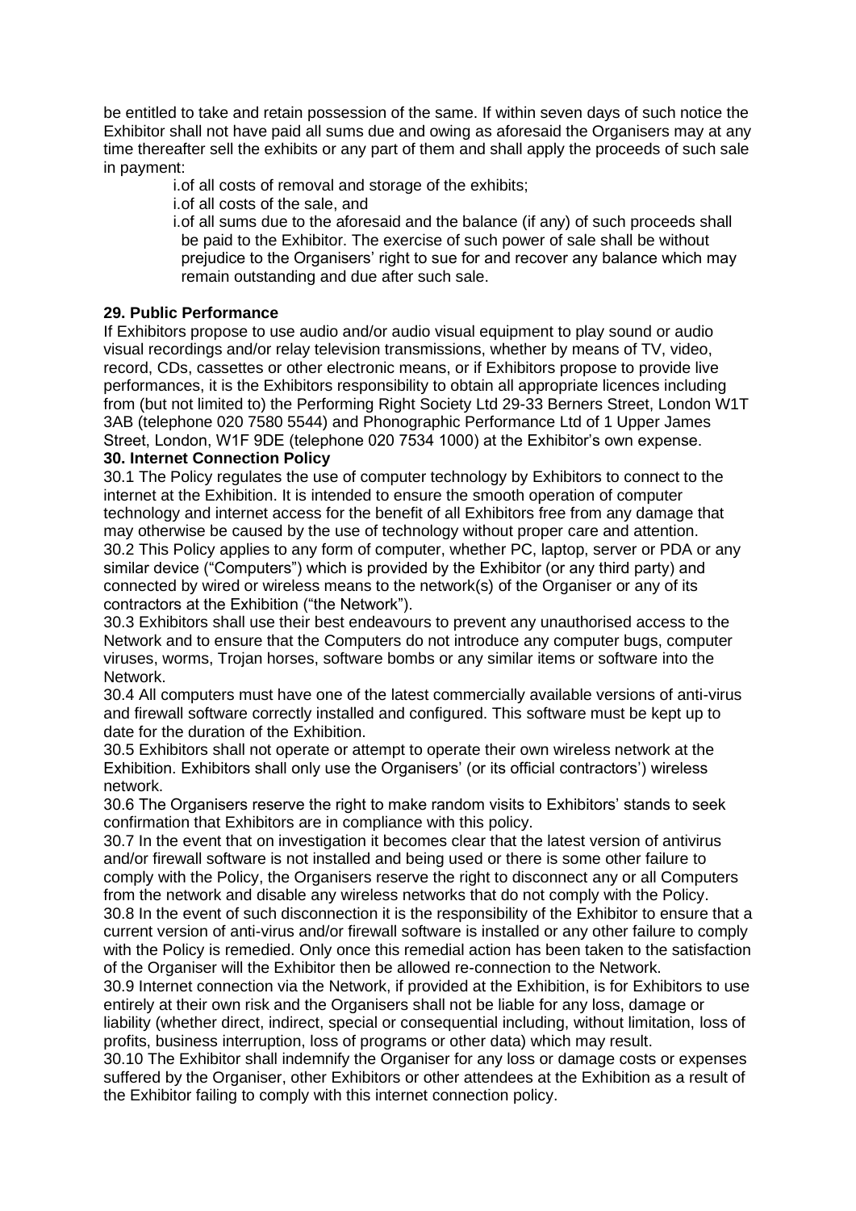be entitled to take and retain possession of the same. If within seven days of such notice the Exhibitor shall not have paid all sums due and owing as aforesaid the Organisers may at any time thereafter sell the exhibits or any part of them and shall apply the proceeds of such sale in payment:

i. of all costs of removal and storage of the exhibits;

i. of all costs of the sale, and

i. of all sums due to the aforesaid and the balance (if any) of such proceeds shall be paid to the Exhibitor. The exercise of such power of sale shall be without prejudice to the Organisers' right to sue for and recover any balance which may remain outstanding and due after such sale.

**29. Public Performance**

If Exhibitors propose to use audio and/or audio visual equipment to play sound or audio visual recordings and/or relay television transmissions, whether by means of TV, video, record, CDs, cassettes or other electronic means, or if Exhibitors propose to provide live performances, it is the Exhibitors responsibility to obtain all appropriate licences including from (but not limited to) the Performing Right Society Ltd 29-33 Berners Street, London W1T 3AB (telephone 020 7580 5544) and Phonographic Performance Ltd of 1 Upper James Street, London, W1F 9DE (telephone 020 7534 1000) at the Exhibitor's own expense.

**30. Internet Connection Policy**

30.1 The Policy regulates the use of computer technology by Exhibitors to connect to the internet at the Exhibition. It is intended to ensure the smooth operation of computer technology and internet access for the benefit of all Exhibitors free from any damage that may otherwise be caused by the use of technology without proper care and attention.

30.2 This Policy applies to any form of computer, whether PC, laptop, server or PDA or any similar device ("Computers") which is provided by the Exhibitor (or any third party) and connected by wired or wireless means to the network(s) of the Organiser or any of its contractors at the Exhibition ("the Network").

30.3 Exhibitors shall use their best endeavours to prevent any unauthorised access to the Network and to ensure that the Computers do not introduce any computer bugs, computer viruses, worms, Trojan horses, software bombs or any similar items or software into the Network.

30.4 All computers must have one of the latest commercially available versions of anti-virus and firewall software correctly installed and configured. This software must be kept up to date for the duration of the Exhibition.

30.5 Exhibitors shall not operate or attempt to operate their own wireless network at the Exhibition. Exhibitors shall only use the Organisers' (or its official contractors') wireless network.

30.6 The Organisers reserve the right to make random visits to Exhibitors' stands to seek confirmation that Exhibitors are in compliance with this policy.

30.7 In the event that on investigation it becomes clear that the latest version of antivirus and/or firewall software is not installed and being used or there is some other failure to comply with the Policy, the Organisers reserve the right to disconnect any or all Computers from the network and disable any wireless networks that do not comply with the Policy.

30.8 In the event of such disconnection it is the responsibility of the Exhibitor to ensure that a current version of anti-virus and/or firewall software is installed or any other failure to comply with the Policy is remedied. Only once this remedial action has been taken to the satisfaction of the Organiser will the Exhibitor then be allowed re-connection to the Network.

30.9 Internet connection via the Network, if provided at the Exhibition, is for Exhibitors to use entirely at their own risk and the Organisers shall not be liable for any loss, damage or liability (whether direct, indirect, special or consequential including, without limitation, loss of profits, business interruption, loss of programs or other data) which may result.

30.10 The Exhibitor shall indemnify the Organiser for any loss or damage costs or expenses suffered by the Organiser, other Exhibitors or other attendees at the Exhibition as a result of the Exhibitor failing to comply with this internet connection policy.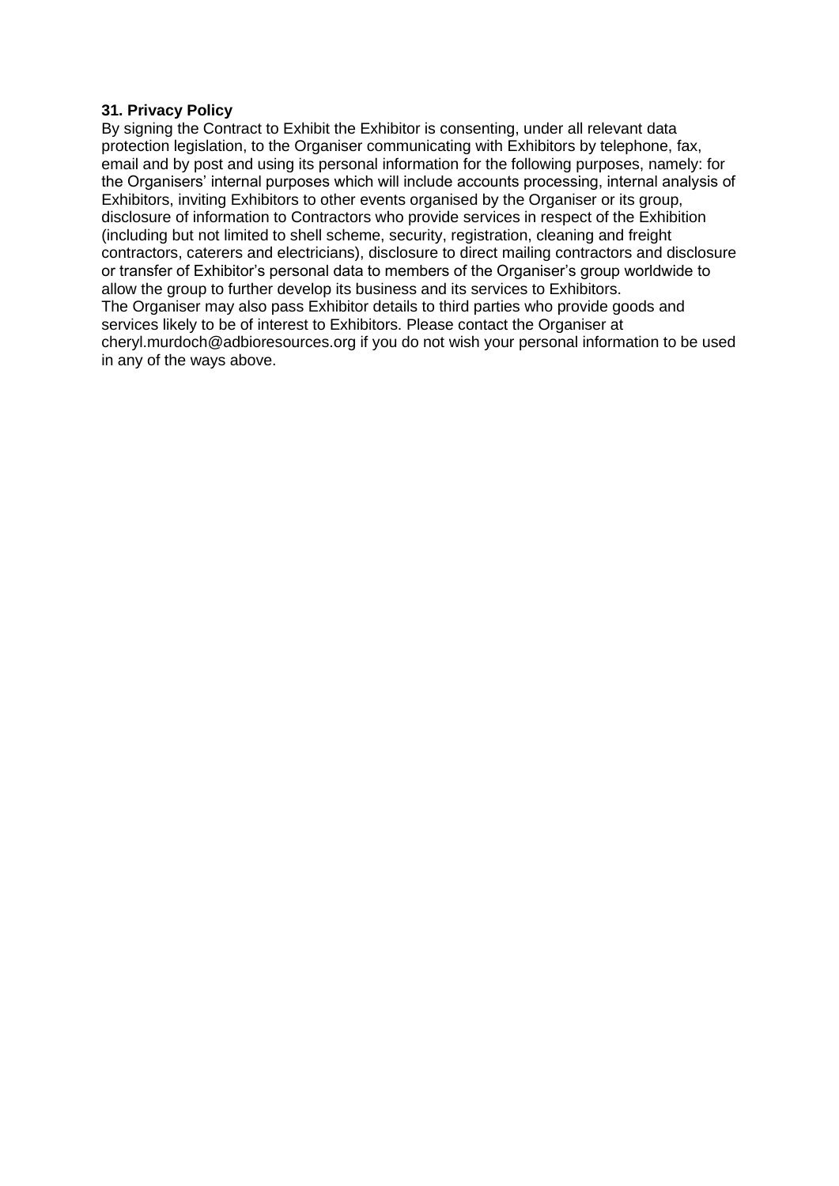**31. Privacy Policy**

By signing the Contract to Exhibit the Exhibitor is consenting, under all relevant data protection legislation, to the Organiser communicating with Exhibitors by telephone, fax, email and by post and using its personal information for the following purposes, namely: for the Organisers' internal purposes which will include accounts processing, internal analysis of Exhibitors, inviting Exhibitors to other events organised by the Organiser or its group, disclosure of information to Contractors who provide services in respect of the Exhibition (including but not limited to shell scheme, security, registration, cleaning and freight contractors, caterers and electricians), disclosure to direct mailing contractors and disclosure or transfer of Exhibitor's personal data to members of the Organiser's group worldwide to allow the group to further develop its business and its services to Exhibitors.

The Organiser may also pass Exhibitor details to third parties who provide goods and services likely to be of interest to Exhibitors. Please contact the Organiser at cheryl.murdoch@adbioresources.org if you do not wish your personal information to be used in any of the ways above.